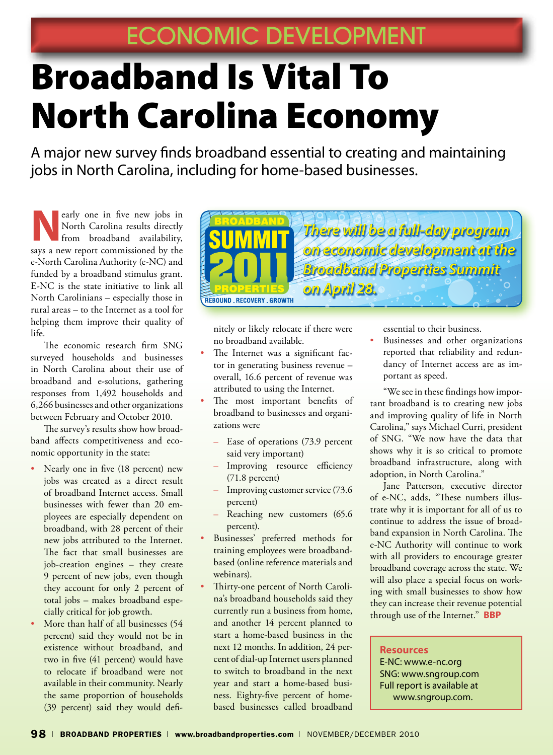ECONOMIC DEVELOPMENT

# Broadband Is Vital To North Carolina Economy

A major new survey finds broadband essential to creating and maintaining jobs in North Carolina, including for home-based businesses.

Nearly one in five new jobs in North Carolina results directly from broadband availability, says a new report commissioned by the e-North Carolina Authority (e-NC) and funded by a broadband stimulus grant. E-NC is the state initiative to link all North Carolinians – especially those in rural areas – to the Internet as a tool for helping them improve their quality of life.

The economic research firm SNG surveyed households and businesses in North Carolina about their use of broadband and e-solutions, gathering responses from 1,492 households and 6,266 businesses and other organizations between February and October 2010.

The survey's results show how broadband affects competitiveness and economic opportunity in the state:

- Nearly one in five (18 percent) new jobs was created as a direct result of broadband Internet access. Small businesses with fewer than 20 employees are especially dependent on broadband, with 28 percent of their new jobs attributed to the Internet. The fact that small businesses are job-creation engines – they create 9 percent of new jobs, even though they account for only 2 percent of total jobs – makes broadband especially critical for job growth.
- More than half of all businesses (54 percent) said they would not be in existence without broadband, and two in five (41 percent) would have to relocate if broadband were not available in their community. Nearly the same proportion of households (39 percent) said they would definitely or likely relocate if there were no broadband available.
- The Internet was a significant factor in generating business revenue – overall, 16.6 percent of revenue was attributed to using the Internet.
- The most important benefits of broadband to businesses and organizations were
  - Ease of operations (73.9 percent said very important)
  - Improving resource efficiency (71.8 percent)
  - Improving customer service (73.6 percent)
  - Reaching new customers (65.6 percent).
- Businesses' preferred methods for training employees were broadband-based (online reference materials and webinars).
- Thirty-one percent of North Carolina's broadband households said they currently run a business from home, and another 14 percent planned to start a home-based business in the next 12 months. In addition, 24 percent of dial-up Internet users planned to switch to broadband in the next year and start a home-based business. Eighty-five percent of home-based businesses called broadband essential to their business.
- Businesses and other organizations reported that reliability and redundancy of Internet access are as important as speed.

"We see in these findings how important broadband is to creating new jobs and improving quality of life in North Carolina," says Michael Curri, president of SNG. "We now have the data that shows why it is so critical to promote broadband infrastructure, along with adoption, in North Carolina."

Jane Patterson, executive director of e-NC, adds, "These numbers illustrate why it is important for all of us to continue to address the issue of broadband expansion in North Carolina. The e-NC Authority will continue to work with all providers to encourage greater broadband coverage across the state. We will also place a special focus on working with small businesses to show how they can increase their revenue potential through use of the Internet." **BBP**

BROADBAND PROPERTIES SUMMIT 2011 — REBOUND . RECOVERY . GROWTH

*There will be a full-day program on economic development at the Broadband Properties Summit on April 28.*

**Resources**

E-NC: www.e-nc.org
SNG: www.sngroup.com
Full report is available at www.sngroup.com.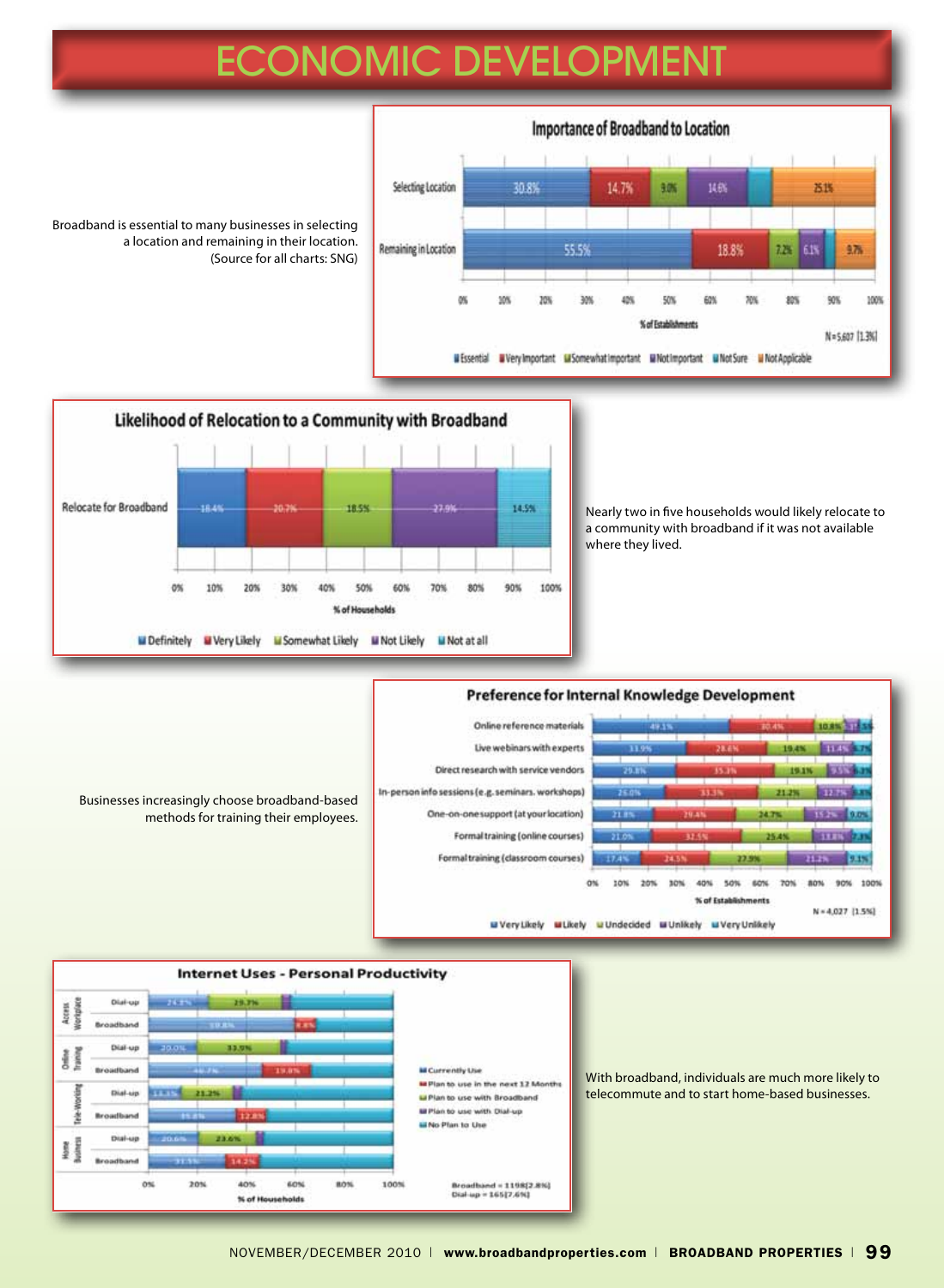# ECONOMIC DEVELOPMENT

Broadband is essential to many businesses in selecting a location and remaining in their location. (Source for all charts: SNG)

**Importance of Broadband to Location**

Selecting Location: 30.8% | 14.7% | 9.0% | 14.6% | 25.1%

Remaining in Location: 55.5% | 18.8% | 7.2% | 6.1% | 9.7%

0% 10% 20% 30% 40% 50% 60% 70% 80% 90% 100%

% of Establishments

N=5,607 [1.3%]

Essential | Very Important | Somewhat Important | Not Important | Not Sure | Not Applicable

**Likelihood of Relocation to a Community with Broadband**

Relocate for Broadband: 18.4% | 20.7% | 18.5% | 27.9% | 14.5%

0% 10% 20% 30% 40% 50% 60% 70% 80% 90% 100%

% of Households

Definitely | Very Likely | Somewhat Likely | Not Likely | Not at all

Nearly two in five households would likely relocate to a community with broadband if it was not available where they lived.

Businesses increasingly choose broadband-based methods for training their employees.

**Preference for Internal Knowledge Development**

Online reference materials: 49.1% | 30.4% | 10.8% | 5.1% | 4.5%

Live webinars with experts: 33.9% | 28.6% | 19.4% | 11.4% | 6.7%

Direct research with service vendors: 29.8% | 35.3% | 19.1% | 9.5% | 6.3%

In-person info sessions (e.g. seminars, workshops): 26.0% | 33.3% | 21.2% | 12.7% | 6.8%

One-on-one support (at your location): 21.8% | 29.4% | 24.7% | 15.2% | 9.0%

Formal training (online courses): 21.0% | 32.5% | 25.4% | 13.8% | 7.3%

Formal training (classroom courses): 17.4% | 24.5% | 27.9% | 21.2% | 9.1%

0% 10% 20% 30% 40% 50% 60% 70% 80% 90% 100%

% of Establishments

N=4,027 [1.5%]

Very Likely | Likely | Undecided | Unlikely | Very Unlikely

**Internet Uses - Personal Productivity**

Access Workplace — Dial-up: 24.2% | 29.7%

Access Workplace — Broadband: 59.8% | 8.8%

Online Training — Dial-up: 20.0% | 33.9%

Online Training — Broadband: 46.7% | 19.8%

Tele-Working — Dial-up: 13.3% | 21.2%

Tele-Working — Broadband: 35.8% | 12.8%

Home Business — Dial-up: 20.6% | 23.6%

Home Business — Broadband: 31.5% | 14.2%

0% 20% 40% 60% 80% 100%

% of Households

Currently Use | Plan to use in the next 12 Months | Plan to use with Broadband | Plan to use with Dial-up | No Plan to Use

Broadband = 1198[2.8%]
Dial-up = 165[7.6%]

With broadband, individuals are much more likely to telecommute and to start home-based businesses.